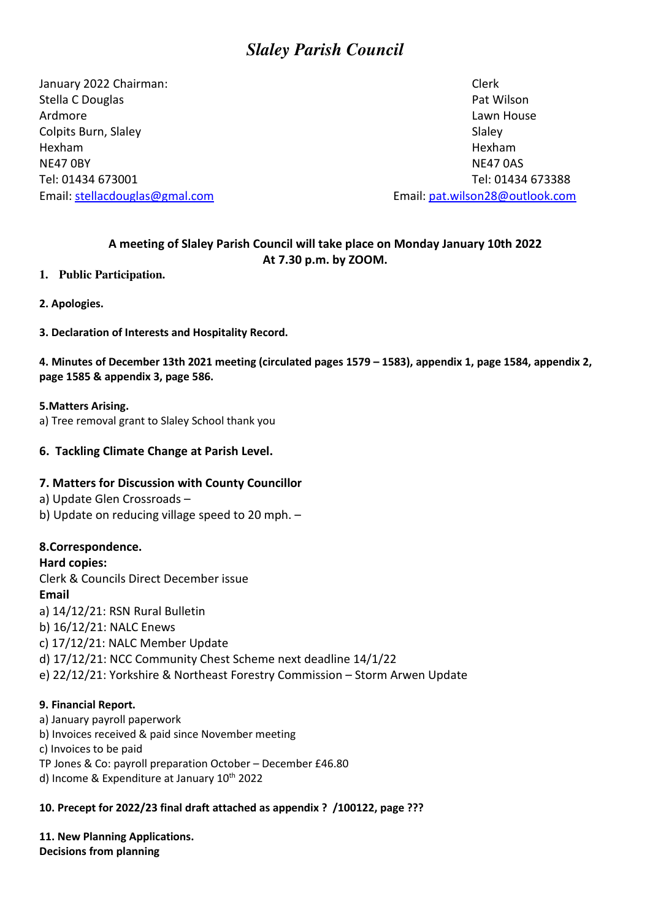# *Slaley Parish Council*

January 2022 Chairman:
Stella C Douglas
Ardmore
Colpits Burn, Slaley
Hexham
NE47 0BY
Tel: 01434 673001
Email: stellacdouglas@gmal.com

Clerk
Pat Wilson
Lawn House
Slaley
Hexham
NE47 0AS
Tel: 01434 673388
Email: pat.wilson28@outlook.com

**A meeting of Slaley Parish Council will take place on Monday January 10th 2022**
**At 7.30 p.m. by ZOOM.**

**1. Public Participation.**

**2. Apologies.**

**3. Declaration of Interests and Hospitality Record.**

**4. Minutes of December 13th 2021 meeting (circulated pages 1579 – 1583), appendix 1, page 1584, appendix 2, page 1585 & appendix 3, page 586.**

**5.Matters Arising.**
a) Tree removal grant to Slaley School thank you

**6. Tackling Climate Change at Parish Level.**

**7. Matters for Discussion with County Councillor**
a) Update Glen Crossroads –
b) Update on reducing village speed to 20 mph. –

**8.Correspondence.**
**Hard copies:**
Clerk & Councils Direct December issue
**Email**
a) 14/12/21: RSN Rural Bulletin
b) 16/12/21: NALC Enews
c) 17/12/21: NALC Member Update
d) 17/12/21: NCC Community Chest Scheme next deadline 14/1/22
e) 22/12/21: Yorkshire & Northeast Forestry Commission – Storm Arwen Update

**9. Financial Report.**
a) January payroll paperwork
b) Invoices received & paid since November meeting
c) Invoices to be paid
TP Jones & Co: payroll preparation October – December £46.80
d) Income & Expenditure at January 10th 2022

**10. Precept for 2022/23 final draft attached as appendix ? /100122, page ???**

**11. New Planning Applications.**
**Decisions from planning**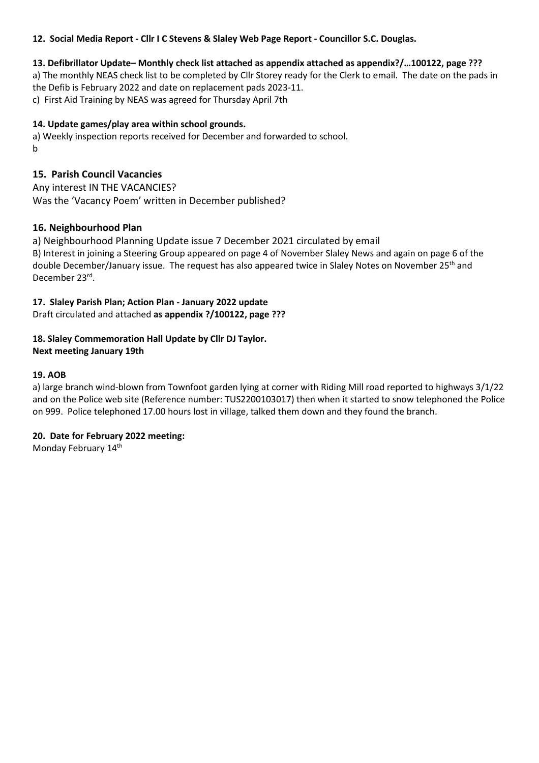**12. Social Media Report - Cllr I C Stevens & Slaley Web Page Report - Councillor S.C. Douglas.**

**13. Defibrillator Update– Monthly check list attached as appendix attached as appendix?/…100122, page ???**

a) The monthly NEAS check list to be completed by Cllr Storey ready for the Clerk to email. The date on the pads in the Defib is February 2022 and date on replacement pads 2023-11.

c) First Aid Training by NEAS was agreed for Thursday April 7th

**14. Update games/play area within school grounds.**

a) Weekly inspection reports received for December and forwarded to school.

b

## 15. Parish Council Vacancies

Any interest IN THE VACANCIES?

Was the 'Vacancy Poem' written in December published?

## 16. Neighbourhood Plan

a) Neighbourhood Planning Update issue 7 December 2021 circulated by email

B) Interest in joining a Steering Group appeared on page 4 of November Slaley News and again on page 6 of the double December/January issue. The request has also appeared twice in Slaley Notes on November 25th and December 23rd.

**17. Slaley Parish Plan; Action Plan - January 2022 update**

Draft circulated and attached **as appendix ?/100122, page ???**

**18. Slaley Commemoration Hall Update by Cllr DJ Taylor.**
**Next meeting January 19th**

**19. AOB**

a) large branch wind-blown from Townfoot garden lying at corner with Riding Mill road reported to highways 3/1/22 and on the Police web site (Reference number: TUS2200103017) then when it started to snow telephoned the Police on 999. Police telephoned 17.00 hours lost in village, talked them down and they found the branch.

**20. Date for February 2022 meeting:**

Monday February 14th